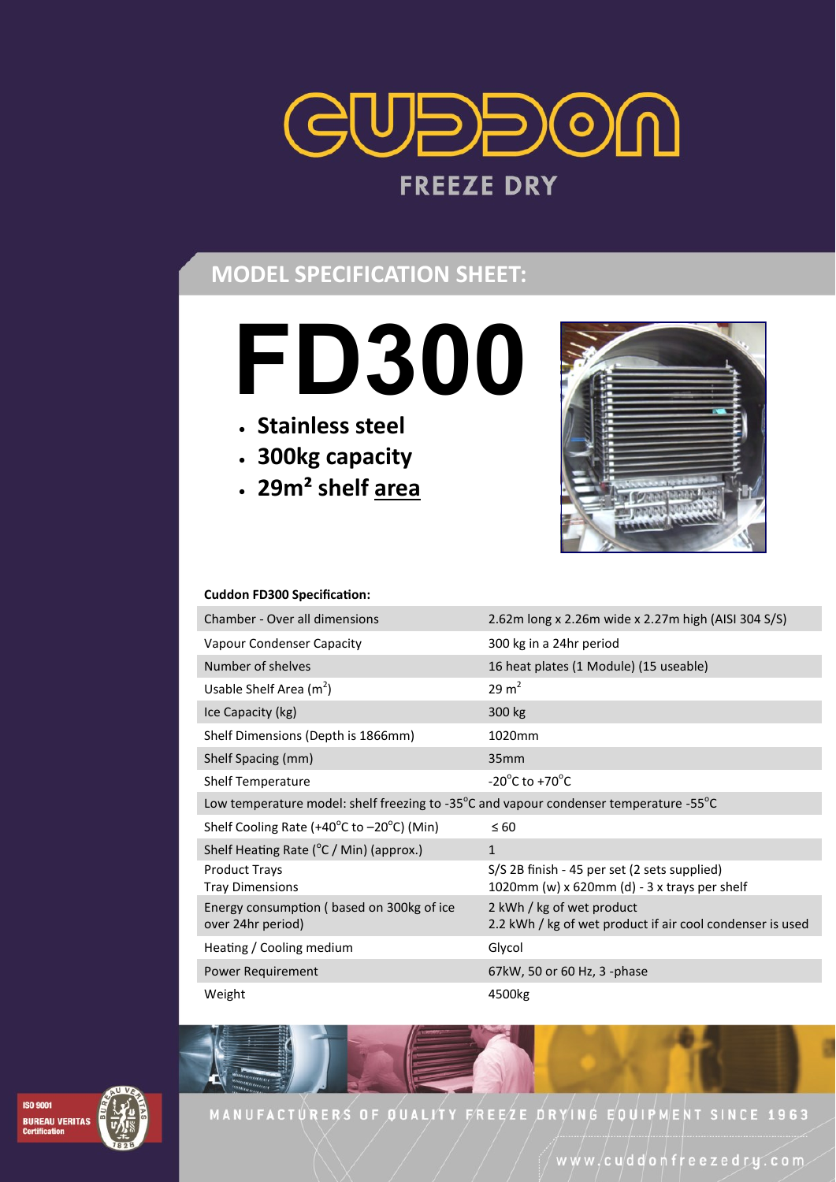# CUDDON

## FREEZE DRY

## MODEL SPECIFICATION SHEET:

# FD300

- **Stainless steel**
- **300kg capacity**
- **29m² shelf area**

**Cuddon FD300 Specification:**

| | |
|---|---|
| Chamber - Over all dimensions | 2.62m long x 2.26m wide x 2.27m high (AISI 304 S/S) |
| Vapour Condenser Capacity | 300 kg in a 24hr period |
| Number of shelves | 16 heat plates (1 Module) (15 useable) |
| Usable Shelf Area ($m^2$) | 29 $m^2$ |
| Ice Capacity (kg) | 300 kg |
| Shelf Dimensions (Depth is 1866mm) | 1020mm |
| Shelf Spacing (mm) | 35mm |
| Shelf Temperature | -20°C to +70°C |
| Low temperature model: shelf freezing to -35°C and vapour condenser temperature -55°C | |
| Shelf Cooling Rate (+40°C to –20°C) (Min) | ≤ 60 |
| Shelf Heating Rate (°C / Min) (approx.) | 1 |
| Product Trays<br>Tray Dimensions | S/S 2B finish - 45 per set (2 sets supplied)<br>1020mm (w) x 620mm (d) - 3 x trays per shelf |
| Energy consumption ( based on 300kg of ice over 24hr period) | 2 kWh / kg of wet product<br>2.2 kWh / kg of wet product if air cool condenser is used |
| Heating / Cooling medium | Glycol |
| Power Requirement | 67kW, 50 or 60 Hz, 3 -phase |
| Weight | 4500kg |

ISO 9001 BUREAU VERITAS Certification

MANUFACTURERS OF QUALITY FREEZE DRYING EQUIPMENT SINCE 1963

www.cuddonfreezedry.com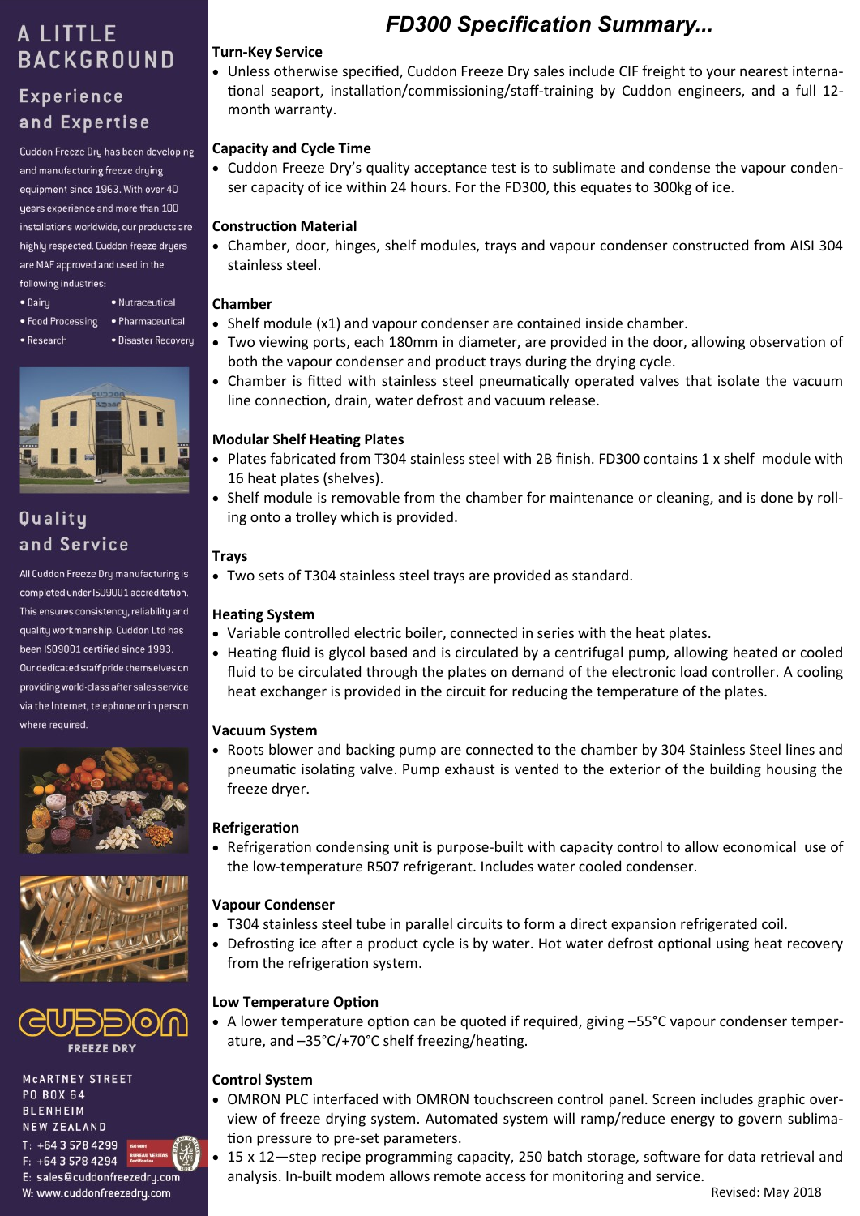# A LITTLE BACKGROUND

## Experience and Expertise

Cuddon Freeze Dry has been developing and manufacturing freeze drying equipment since 1963. With over 40 years experience and more than 100 installations worldwide, our products are highly respected. Cuddon freeze dryers are MAF approved and used in the following industries:

- Dairy
- Nutraceutical
- Food Processing
- Pharmaceutical
- Research
- Disaster Recovery

## Quality and Service

All Cuddon Freeze Dry manufacturing is completed under ISO9001 accreditation. This ensures consistency, reliability and quality workmanship. Cuddon Ltd has been ISO9001 certified since 1993. Our dedicated staff pride themselves on providing world-class after sales service via the Internet, telephone or in person where required.

CUDDON FREEZE DRY

McCARTNEY STREET
PO BOX 64
BLENHEIM
NEW ZEALAND
T: +64 3 578 4299
F: +64 3 578 4294
E: sales@cuddonfreezedry.com
W: www.cuddonfreezedry.com

# FD300 Specification Summary...

**Turn-Key Service**

- Unless otherwise specified, Cuddon Freeze Dry sales include CIF freight to your nearest international seaport, installation/commissioning/staff-training by Cuddon engineers, and a full 12-month warranty.

**Capacity and Cycle Time**

- Cuddon Freeze Dry's quality acceptance test is to sublimate and condense the vapour condenser capacity of ice within 24 hours. For the FD300, this equates to 300kg of ice.

**Construction Material**

- Chamber, door, hinges, shelf modules, trays and vapour condenser constructed from AISI 304 stainless steel.

**Chamber**

- Shelf module (x1) and vapour condenser are contained inside chamber.
- Two viewing ports, each 180mm in diameter, are provided in the door, allowing observation of both the vapour condenser and product trays during the drying cycle.
- Chamber is fitted with stainless steel pneumatically operated valves that isolate the vacuum line connection, drain, water defrost and vacuum release.

**Modular Shelf Heating Plates**

- Plates fabricated from T304 stainless steel with 2B finish. FD300 contains 1 x shelf module with 16 heat plates (shelves).
- Shelf module is removable from the chamber for maintenance or cleaning, and is done by rolling onto a trolley which is provided.

**Trays**

- Two sets of T304 stainless steel trays are provided as standard.

**Heating System**

- Variable controlled electric boiler, connected in series with the heat plates.
- Heating fluid is glycol based and is circulated by a centrifugal pump, allowing heated or cooled fluid to be circulated through the plates on demand of the electronic load controller. A cooling heat exchanger is provided in the circuit for reducing the temperature of the plates.

**Vacuum System**

- Roots blower and backing pump are connected to the chamber by 304 Stainless Steel lines and pneumatic isolating valve. Pump exhaust is vented to the exterior of the building housing the freeze dryer.

**Refrigeration**

- Refrigeration condensing unit is purpose-built with capacity control to allow economical use of the low-temperature R507 refrigerant. Includes water cooled condenser.

**Vapour Condenser**

- T304 stainless steel tube in parallel circuits to form a direct expansion refrigerated coil.
- Defrosting ice after a product cycle is by water. Hot water defrost optional using heat recovery from the refrigeration system.

**Low Temperature Option**

- A lower temperature option can be quoted if required, giving –55°C vapour condenser temperature, and –35°C/+70°C shelf freezing/heating.

**Control System**

- OMRON PLC interfaced with OMRON touchscreen control panel. Screen includes graphic overview of freeze drying system. Automated system will ramp/reduce energy to govern sublimation pressure to pre-set parameters.
- 15 x 12—step recipe programming capacity, 250 batch storage, software for data retrieval and analysis. In-built modem allows remote access for monitoring and service.

Revised: May 2018